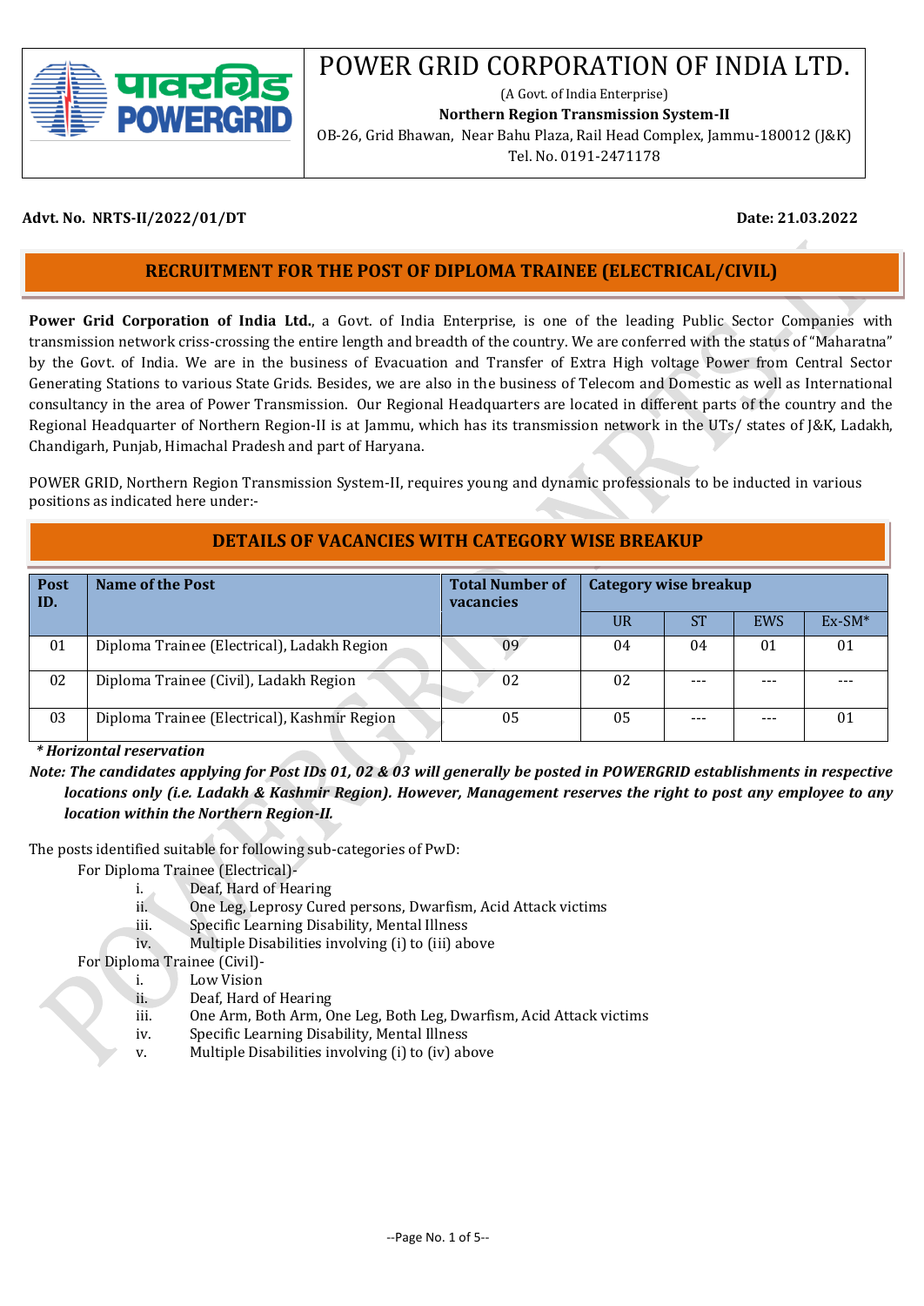# POWER GRID CORPORATION OF INDIA LTD.

(A Govt. of India Enterprise)

**Northern Region Transmission System-II**

OB-26, Grid Bhawan, Near Bahu Plaza, Rail Head Complex, Jammu-180012 (J&K)

Tel. No. 0191-2471178

**Advt. No. NRTS-II/2022/01/DT** **Date: 21.03.2022**

## RECRUITMENT FOR THE POST OF DIPLOMA TRAINEE (ELECTRICAL/CIVIL)

**Power Grid Corporation of India Ltd.**, a Govt. of India Enterprise, is one of the leading Public Sector Companies with transmission network criss-crossing the entire length and breadth of the country. We are conferred with the status of "Maharatna" by the Govt. of India. We are in the business of Evacuation and Transfer of Extra High voltage Power from Central Sector Generating Stations to various State Grids. Besides, we are also in the business of Telecom and Domestic as well as International consultancy in the area of Power Transmission. Our Regional Headquarters are located in different parts of the country and the Regional Headquarter of Northern Region-II is at Jammu, which has its transmission network in the UTs/ states of J&K, Ladakh, Chandigarh, Punjab, Himachal Pradesh and part of Haryana.

POWER GRID, Northern Region Transmission System-II, requires young and dynamic professionals to be inducted in various positions as indicated here under:-

## DETAILS OF VACANCIES WITH CATEGORY WISE BREAKUP

| Post ID. | Name of the Post | Total Number of vacancies | Category wise breakup | | | |
|---|---|---|---|---|---|---|
| | | | UR | ST | EWS | Ex-SM* |
| 01 | Diploma Trainee (Electrical), Ladakh Region | 09 | 04 | 04 | 01 | 01 |
| 02 | Diploma Trainee (Civil), Ladakh Region | 02 | 02 | --- | --- | --- |
| 03 | Diploma Trainee (Electrical), Kashmir Region | 05 | 05 | --- | --- | 01 |

***Horizontal reservation**

***Note: The candidates applying for Post IDs 01, 02 & 03 will generally be posted in POWERGRID establishments in respective locations only (i.e. Ladakh & Kashmir Region). However, Management reserves the right to post any employee to any location within the Northern Region-II.***

The posts identified suitable for following sub-categories of PwD:

For Diploma Trainee (Electrical)-

- i. Deaf, Hard of Hearing
- ii. One Leg, Leprosy Cured persons, Dwarfism, Acid Attack victims
- iii. Specific Learning Disability, Mental Illness
- iv. Multiple Disabilities involving (i) to (iii) above

For Diploma Trainee (Civil)-

- i. Low Vision
- ii. Deaf, Hard of Hearing
- iii. One Arm, Both Arm, One Leg, Both Leg, Dwarfism, Acid Attack victims
- iv. Specific Learning Disability, Mental Illness
- v. Multiple Disabilities involving (i) to (iv) above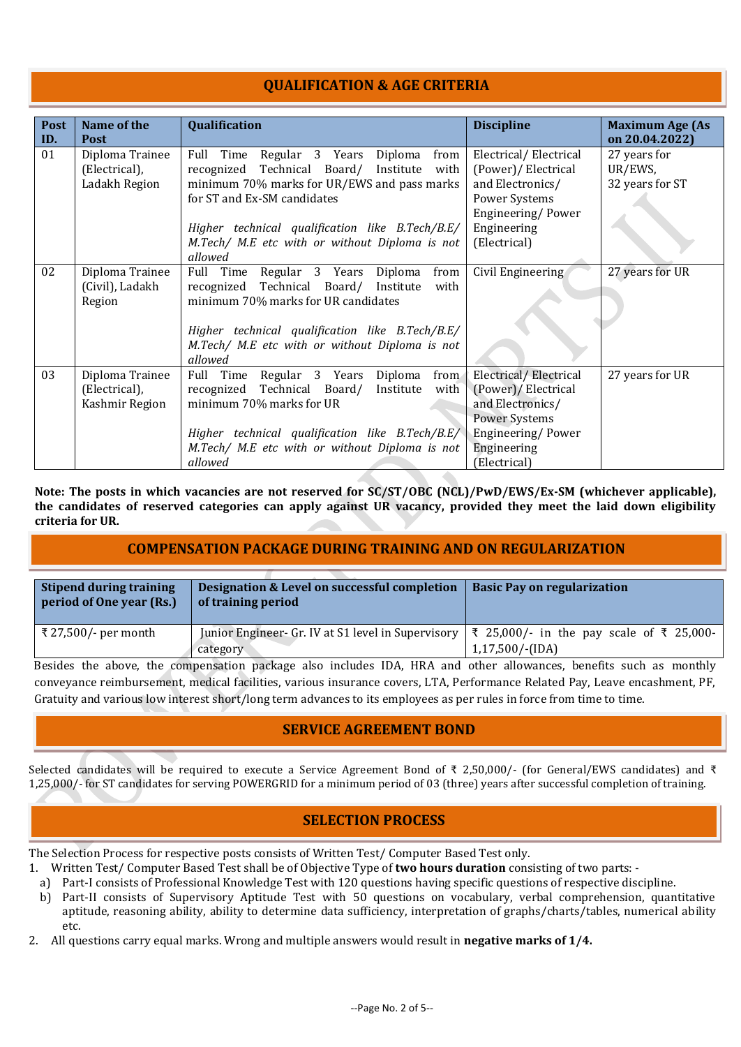## QUALIFICATION & AGE CRITERIA

| Post ID. | Name of the Post | Qualification | Discipline | Maximum Age (As on 20.04.2022) |
|---|---|---|---|---|
| 01 | Diploma Trainee (Electrical), Ladakh Region | Full Time Regular 3 Years Diploma from recognized Technical Board/ Institute with minimum 70% marks for UR/EWS and pass marks for ST and Ex-SM candidates<br><br>*Higher technical qualification like B.Tech/B.E/ M.Tech/ M.E etc with or without Diploma is not allowed* | Electrical/ Electrical (Power)/ Electrical and Electronics/ Power Systems Engineering/ Power Engineering (Electrical) | 27 years for UR/EWS, 32 years for ST |
| 02 | Diploma Trainee (Civil), Ladakh Region | Full Time Regular 3 Years Diploma from recognized Technical Board/ Institute with minimum 70% marks for UR candidates<br><br>*Higher technical qualification like B.Tech/B.E/ M.Tech/ M.E etc with or without Diploma is not allowed* | Civil Engineering | 27 years for UR |
| 03 | Diploma Trainee (Electrical), Kashmir Region | Full Time Regular 3 Years Diploma from recognized Technical Board/ Institute with minimum 70% marks for UR<br><br>*Higher technical qualification like B.Tech/B.E/ M.Tech/ M.E etc with or without Diploma is not allowed* | Electrical/ Electrical (Power)/ Electrical and Electronics/ Power Systems Engineering/ Power Engineering (Electrical) | 27 years for UR |

**Note: The posts in which vacancies are not reserved for SC/ST/OBC (NCL)/PwD/EWS/Ex-SM (whichever applicable), the candidates of reserved categories can apply against UR vacancy, provided they meet the laid down eligibility criteria for UR.**

## COMPENSATION PACKAGE DURING TRAINING AND ON REGULARIZATION

| Stipend during training period of One year (Rs.) | Designation & Level on successful completion of training period | Basic Pay on regularization |
|---|---|---|
| ₹ 27,500/- per month | Junior Engineer- Gr. IV at S1 level in Supervisory category | ₹ 25,000/- in the pay scale of ₹ 25,000-1,17,500/-(IDA) |

Besides the above, the compensation package also includes IDA, HRA and other allowances, benefits such as monthly conveyance reimbursement, medical facilities, various insurance covers, LTA, Performance Related Pay, Leave encashment, PF, Gratuity and various low interest short/long term advances to its employees as per rules in force from time to time.

## SERVICE AGREEMENT BOND

Selected candidates will be required to execute a Service Agreement Bond of ₹ 2,50,000/- (for General/EWS candidates) and ₹ 1,25,000/- for ST candidates for serving POWERGRID for a minimum period of 03 (three) years after successful completion of training.

## SELECTION PROCESS

The Selection Process for respective posts consists of Written Test/ Computer Based Test only.

1. Written Test/ Computer Based Test shall be of Objective Type of **two hours duration** consisting of two parts: -
   a) Part-I consists of Professional Knowledge Test with 120 questions having specific questions of respective discipline.
   b) Part-II consists of Supervisory Aptitude Test with 50 questions on vocabulary, verbal comprehension, quantitative aptitude, reasoning ability, ability to determine data sufficiency, interpretation of graphs/charts/tables, numerical ability etc.
2. All questions carry equal marks. Wrong and multiple answers would result in **negative marks of 1/4.**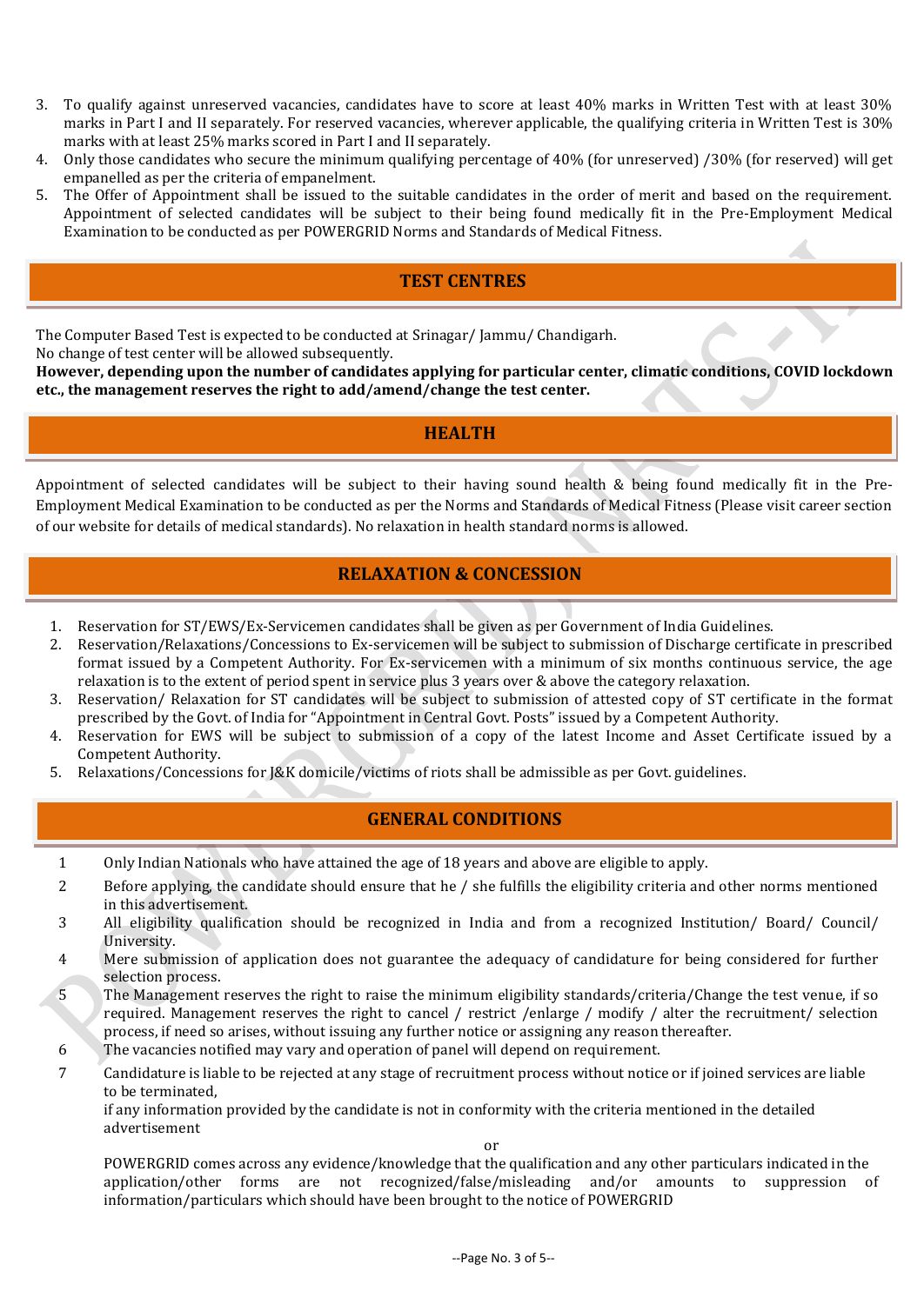3. To qualify against unreserved vacancies, candidates have to score at least 40% marks in Written Test with at least 30% marks in Part I and II separately. For reserved vacancies, wherever applicable, the qualifying criteria in Written Test is 30% marks with at least 25% marks scored in Part I and II separately.
4. Only those candidates who secure the minimum qualifying percentage of 40% (for unreserved) /30% (for reserved) will get empanelled as per the criteria of empanelment.
5. The Offer of Appointment shall be issued to the suitable candidates in the order of merit and based on the requirement. Appointment of selected candidates will be subject to their being found medically fit in the Pre-Employment Medical Examination to be conducted as per POWERGRID Norms and Standards of Medical Fitness.

## TEST CENTRES

The Computer Based Test is expected to be conducted at Srinagar/ Jammu/ Chandigarh.
No change of test center will be allowed subsequently.
**However, depending upon the number of candidates applying for particular center, climatic conditions, COVID lockdown etc., the management reserves the right to add/amend/change the test center.**

## HEALTH

Appointment of selected candidates will be subject to their having sound health & being found medically fit in the Pre-Employment Medical Examination to be conducted as per the Norms and Standards of Medical Fitness (Please visit career section of our website for details of medical standards). No relaxation in health standard norms is allowed.

## RELAXATION & CONCESSION

1. Reservation for ST/EWS/Ex-Servicemen candidates shall be given as per Government of India Guidelines.
2. Reservation/Relaxations/Concessions to Ex-servicemen will be subject to submission of Discharge certificate in prescribed format issued by a Competent Authority. For Ex-servicemen with a minimum of six months continuous service, the age relaxation is to the extent of period spent in service plus 3 years over & above the category relaxation.
3. Reservation/ Relaxation for ST candidates will be subject to submission of attested copy of ST certificate in the format prescribed by the Govt. of India for "Appointment in Central Govt. Posts" issued by a Competent Authority.
4. Reservation for EWS will be subject to submission of a copy of the latest Income and Asset Certificate issued by a Competent Authority.
5. Relaxations/Concessions for J&K domicile/victims of riots shall be admissible as per Govt. guidelines.

## GENERAL CONDITIONS

1. Only Indian Nationals who have attained the age of 18 years and above are eligible to apply.
2. Before applying, the candidate should ensure that he / she fulfills the eligibility criteria and other norms mentioned in this advertisement.
3. All eligibility qualification should be recognized in India and from a recognized Institution/ Board/ Council/ University.
4. Mere submission of application does not guarantee the adequacy of candidature for being considered for further selection process.
5. The Management reserves the right to raise the minimum eligibility standards/criteria/Change the test venue, if so required. Management reserves the right to cancel / restrict /enlarge / modify / alter the recruitment/ selection process, if need so arises, without issuing any further notice or assigning any reason thereafter.
6. The vacancies notified may vary and operation of panel will depend on requirement.
7. Candidature is liable to be rejected at any stage of recruitment process without notice or if joined services are liable to be terminated,

   if any information provided by the candidate is not in conformity with the criteria mentioned in the detailed advertisement

   or

   POWERGRID comes across any evidence/knowledge that the qualification and any other particulars indicated in the application/other forms are not recognized/false/misleading and/or amounts to suppression of information/particulars which should have been brought to the notice of POWERGRID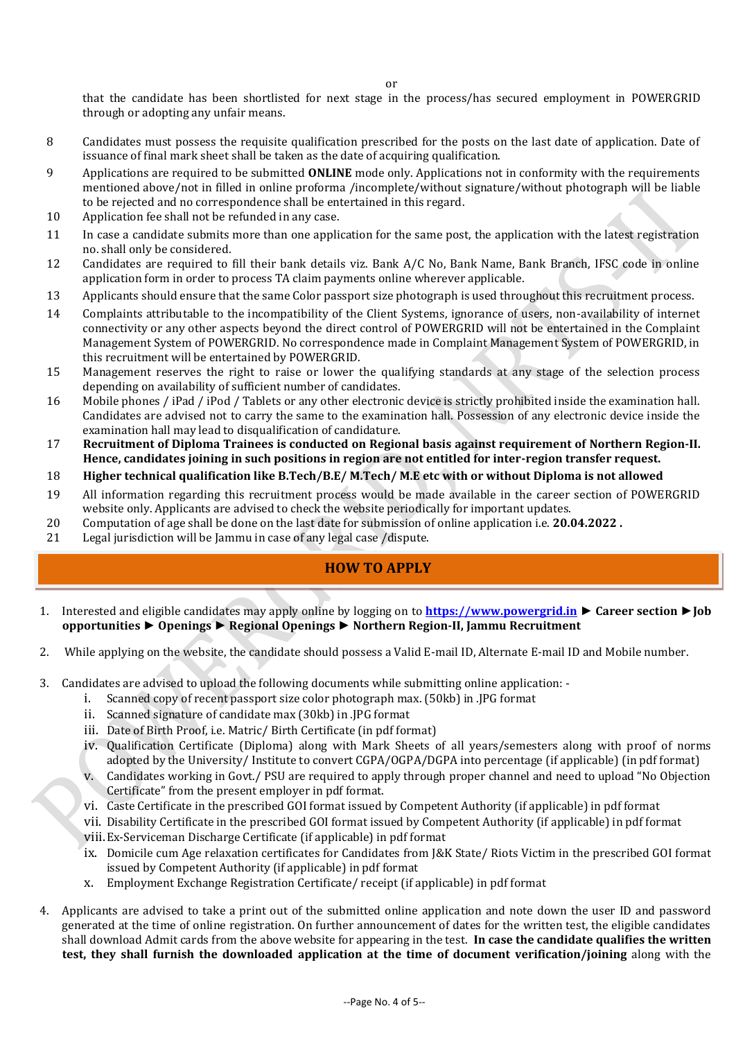or

that the candidate has been shortlisted for next stage in the process/has secured employment in POWERGRID through or adopting any unfair means.

8. Candidates must possess the requisite qualification prescribed for the posts on the last date of application. Date of issuance of final mark sheet shall be taken as the date of acquiring qualification.
9. Applications are required to be submitted **ONLINE** mode only. Applications not in conformity with the requirements mentioned above/not in filled in online proforma /incomplete/without signature/without photograph will be liable to be rejected and no correspondence shall be entertained in this regard.
10. Application fee shall not be refunded in any case.
11. In case a candidate submits more than one application for the same post, the application with the latest registration no. shall only be considered.
12. Candidates are required to fill their bank details viz. Bank A/C No, Bank Name, Bank Branch, IFSC code in online application form in order to process TA claim payments online wherever applicable.
13. Applicants should ensure that the same Color passport size photograph is used throughout this recruitment process.
14. Complaints attributable to the incompatibility of the Client Systems, ignorance of users, non-availability of internet connectivity or any other aspects beyond the direct control of POWERGRID will not be entertained in the Complaint Management System of POWERGRID. No correspondence made in Complaint Management System of POWERGRID, in this recruitment will be entertained by POWERGRID.
15. Management reserves the right to raise or lower the qualifying standards at any stage of the selection process depending on availability of sufficient number of candidates.
16. Mobile phones / iPad / iPod / Tablets or any other electronic device is strictly prohibited inside the examination hall. Candidates are advised not to carry the same to the examination hall. Possession of any electronic device inside the examination hall may lead to disqualification of candidature.
17. **Recruitment of Diploma Trainees is conducted on Regional basis against requirement of Northern Region-II. Hence, candidates joining in such positions in region are not entitled for inter-region transfer request.**
18. **Higher technical qualification like B.Tech/B.E/ M.Tech/ M.E etc with or without Diploma is not allowed**
19. All information regarding this recruitment process would be made available in the career section of POWERGRID website only. Applicants are advised to check the website periodically for important updates.
20. Computation of age shall be done on the last date for submission of online application i.e. **20.04.2022 .**
21. Legal jurisdiction will be Jammu in case of any legal case /dispute.

## HOW TO APPLY

1. Interested and eligible candidates may apply online by logging on to **https://www.powergrid.in** ► **Career section** ► **Job opportunities** ► **Openings** ► **Regional Openings** ► **Northern Region-II, Jammu Recruitment**

2. While applying on the website, the candidate should possess a Valid E-mail ID, Alternate E-mail ID and Mobile number.

3. Candidates are advised to upload the following documents while submitting online application: -
   i. Scanned copy of recent passport size color photograph max. (50kb) in .JPG format
   ii. Scanned signature of candidate max (30kb) in .JPG format
   iii. Date of Birth Proof, i.e. Matric/ Birth Certificate (in pdf format)
   iv. Qualification Certificate (Diploma) along with Mark Sheets of all years/semesters along with proof of norms adopted by the University/ Institute to convert CGPA/OGPA/DGPA into percentage (if applicable) (in pdf format)
   v. Candidates working in Govt./ PSU are required to apply through proper channel and need to upload "No Objection Certificate" from the present employer in pdf format.
   vi. Caste Certificate in the prescribed GOI format issued by Competent Authority (if applicable) in pdf format
   vii. Disability Certificate in the prescribed GOI format issued by Competent Authority (if applicable) in pdf format
   viii. Ex-Serviceman Discharge Certificate (if applicable) in pdf format
   ix. Domicile cum Age relaxation certificates for Candidates from J&K State/ Riots Victim in the prescribed GOI format issued by Competent Authority (if applicable) in pdf format
   x. Employment Exchange Registration Certificate/ receipt (if applicable) in pdf format

4. Applicants are advised to take a print out of the submitted online application and note down the user ID and password generated at the time of online registration. On further announcement of dates for the written test, the eligible candidates shall download Admit cards from the above website for appearing in the test. **In case the candidate qualifies the written test, they shall furnish the downloaded application at the time of document verification/joining** along with the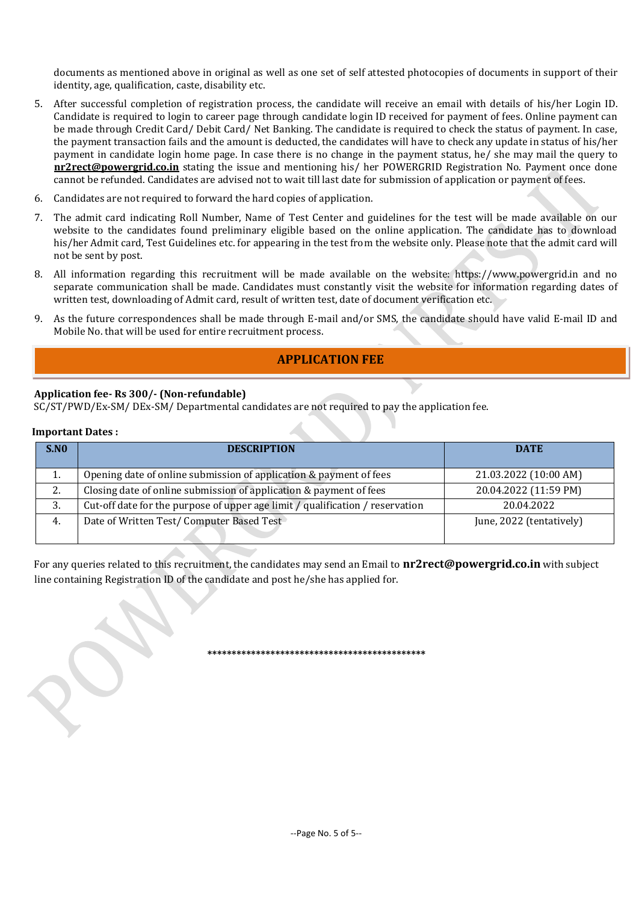documents as mentioned above in original as well as one set of self attested photocopies of documents in support of their identity, age, qualification, caste, disability etc.

5. After successful completion of registration process, the candidate will receive an email with details of his/her Login ID. Candidate is required to login to career page through candidate login ID received for payment of fees. Online payment can be made through Credit Card/ Debit Card/ Net Banking. The candidate is required to check the status of payment. In case, the payment transaction fails and the amount is deducted, the candidates will have to check any update in status of his/her payment in candidate login home page. In case there is no change in the payment status, he/ she may mail the query to **nr2rect@powergrid.co.in** stating the issue and mentioning his/ her POWERGRID Registration No. Payment once done cannot be refunded. Candidates are advised not to wait till last date for submission of application or payment of fees.
6. Candidates are not required to forward the hard copies of application.
7. The admit card indicating Roll Number, Name of Test Center and guidelines for the test will be made available on our website to the candidates found preliminary eligible based on the online application. The candidate has to download his/her Admit card, Test Guidelines etc. for appearing in the test from the website only. Please note that the admit card will not be sent by post.
8. All information regarding this recruitment will be made available on the website: https://www.powergrid.in and no separate communication shall be made. Candidates must constantly visit the website for information regarding dates of written test, downloading of Admit card, result of written test, date of document verification etc.
9. As the future correspondences shall be made through E-mail and/or SMS, the candidate should have valid E-mail ID and Mobile No. that will be used for entire recruitment process.

## APPLICATION FEE

**Application fee- Rs 300/- (Non-refundable)**
SC/ST/PWD/Ex-SM/ DEx-SM/ Departmental candidates are not required to pay the application fee.

**Important Dates :**

| S.N0 | DESCRIPTION | DATE |
|---|---|---|
| 1. | Opening date of online submission of application & payment of fees | 21.03.2022 (10:00 AM) |
| 2. | Closing date of online submission of application & payment of fees | 20.04.2022 (11:59 PM) |
| 3. | Cut-off date for the purpose of upper age limit / qualification / reservation | 20.04.2022 |
| 4. | Date of Written Test/ Computer Based Test | June, 2022 (tentatively) |

For any queries related to this recruitment, the candidates may send an Email to **nr2rect@powergrid.co.in** with subject line containing Registration ID of the candidate and post he/she has applied for.

**********************************************